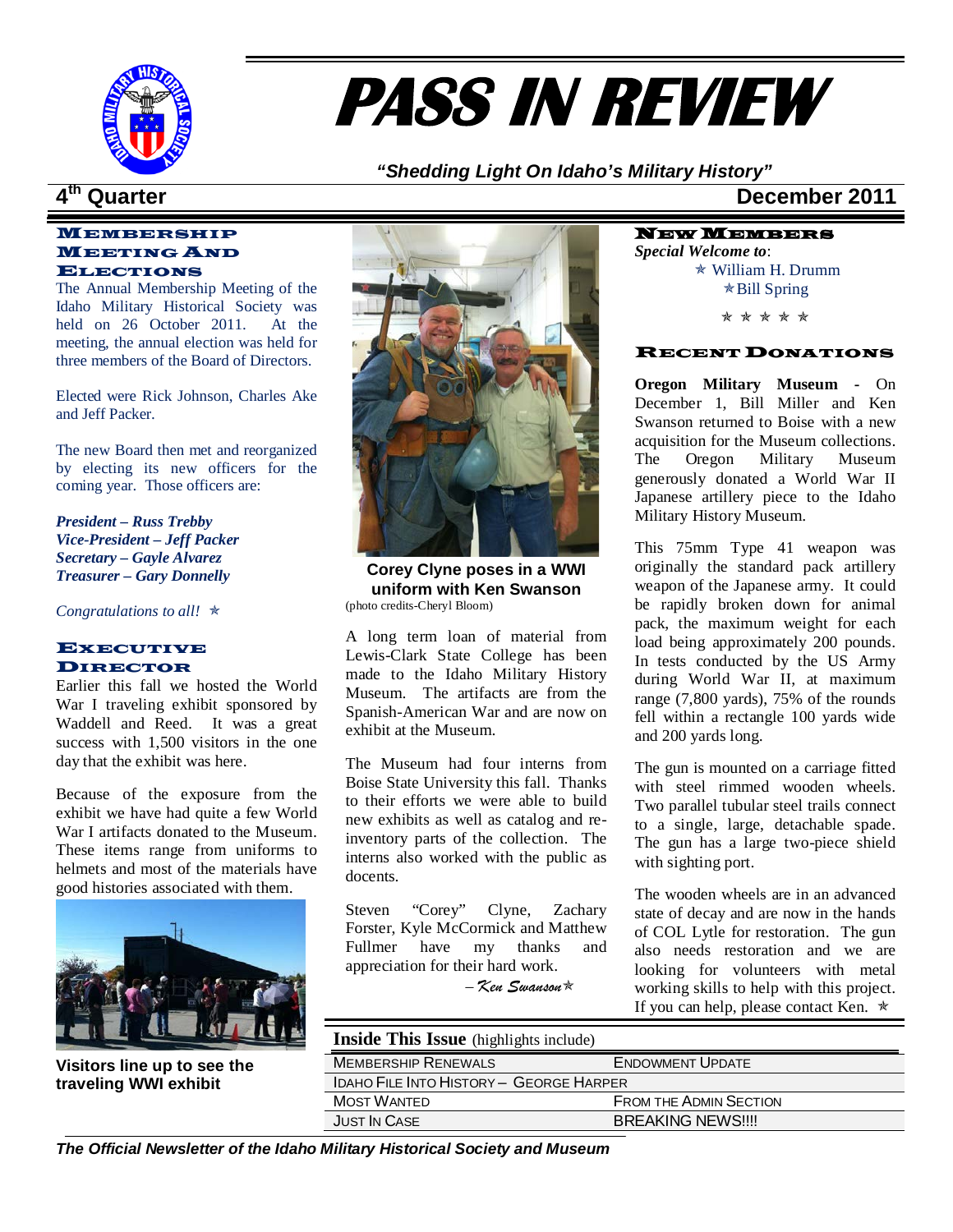# PASS IN REVIEW

***"Shedding Light On Idaho's Military History"***

**4th Quarter** — **December 2011**

## Membership Meeting And Elections

The Annual Membership Meeting of the Idaho Military Historical Society was held on 26 October 2011. At the meeting, the annual election was held for three members of the Board of Directors.

Elected were Rick Johnson, Charles Ake and Jeff Packer.

The new Board then met and reorganized by electing its new officers for the coming year. Those officers are:

***President – Russ Trebby***
***Vice-President – Jeff Packer***
***Secretary – Gayle Alvarez***
***Treasurer – Gary Donnelly***

*Congratulations to all!* ✯

## Executive Director

Earlier this fall we hosted the World War I traveling exhibit sponsored by Waddell and Reed. It was a great success with 1,500 visitors in the one day that the exhibit was here.

Because of the exposure from the exhibit we have had quite a few World War I artifacts donated to the Museum. These items range from uniforms to helmets and most of the materials have good histories associated with them.

**Visitors line up to see the traveling WWI exhibit**

**Corey Clyne poses in a WWI uniform with Ken Swanson**
(photo credits-Cheryl Bloom)

A long term loan of material from Lewis-Clark State College has been made to the Idaho Military History Museum. The artifacts are from the Spanish-American War and are now on exhibit at the Museum.

The Museum had four interns from Boise State University this fall. Thanks to their efforts we were able to build new exhibits as well as catalog and re-inventory parts of the collection. The interns also worked with the public as docents.

Steven "Corey" Clyne, Zachary Forster, Kyle McCormick and Matthew Fullmer have my thanks and appreciation for their hard work.

*– Ken Swanson* ✯

## New Members

***Special Welcome to***:

✯ William H. Drumm
✯ Bill Spring

✯ ✯ ✯ ✯ ✯

## Recent Donations

**Oregon Military Museum** - On December 1, Bill Miller and Ken Swanson returned to Boise with a new acquisition for the Museum collections. The Oregon Military Museum generously donated a World War II Japanese artillery piece to the Idaho Military History Museum.

This 75mm Type 41 weapon was originally the standard pack artillery weapon of the Japanese army. It could be rapidly broken down for animal pack, the maximum weight for each load being approximately 200 pounds. In tests conducted by the US Army during World War II, at maximum range (7,800 yards), 75% of the rounds fell within a rectangle 100 yards wide and 200 yards long.

The gun is mounted on a carriage fitted with steel rimmed wooden wheels. Two parallel tubular steel trails connect to a single, large, detachable spade. The gun has a large two-piece shield with sighting port.

The wooden wheels are in an advanced state of decay and are now in the hands of COL Lytle for restoration. The gun also needs restoration and we are looking for volunteers with metal working skills to help with this project. If you can help, please contact Ken. ✯

**Inside This Issue** (highlights include)

| | |
|---|---|
| Membership Renewals | Endowment Update |
| Idaho File Into History – George Harper | |
| Most Wanted | From the Admin Section |
| Just In Case | BREAKING NEWS!!!! |

***The Official Newsletter of the Idaho Military Historical Society and Museum***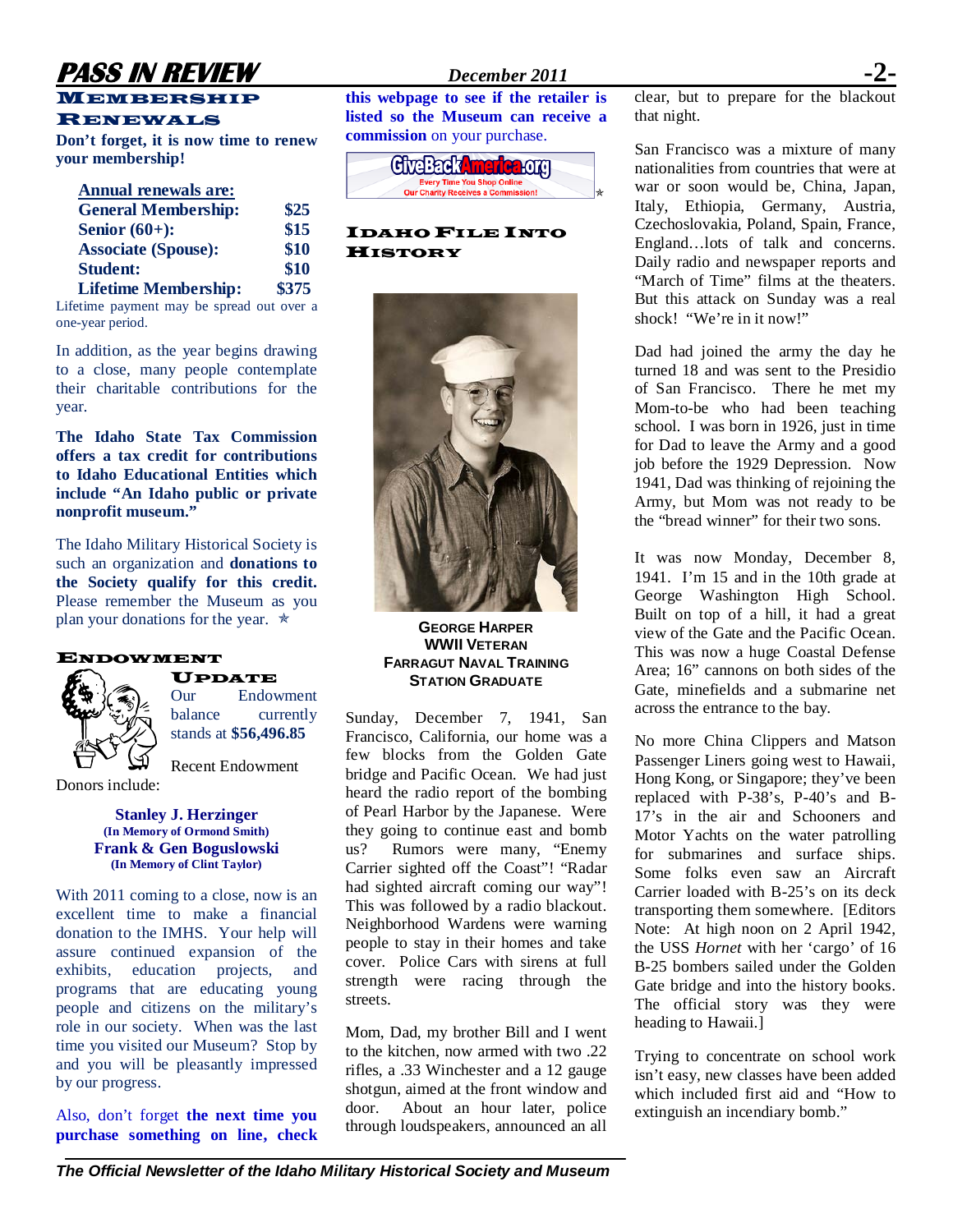## Membership Renewals

**Don't forget, it is now time to renew your membership!**

| Annual renewals are: | |
|---|---|
| **General Membership:** | **$25** |
| **Senior (60+):** | **$15** |
| **Associate (Spouse):** | **$10** |
| **Student:** | **$10** |
| **Lifetime Membership:** | **$375** |

Lifetime payment may be spread out over a one-year period.

In addition, as the year begins drawing to a close, many people contemplate their charitable contributions for the year.

**The Idaho State Tax Commission offers a tax credit for contributions to Idaho Educational Entities which include "An Idaho public or private nonprofit museum."**

The Idaho Military Historical Society is such an organization and **donations to the Society qualify for this credit.** Please remember the Museum as you plan your donations for the year. ✯

## Endowment Update

Our Endowment balance currently stands at **$56,496.85**

Recent Endowment Donors include:

**Stanley J. Herzinger**
**(In Memory of Ormond Smith)**
**Frank & Gen Boguslowski**
**(In Memory of Clint Taylor)**

With 2011 coming to a close, now is an excellent time to make a financial donation to the IMHS. Your help will assure continued expansion of the exhibits, education projects, and programs that are educating young people and citizens on the military's role in our society. When was the last time you visited our Museum? Stop by and you will be pleasantly impressed by our progress.

Also, don't forget **the next time you purchase something on line, check this webpage to see if the retailer is listed so the Museum can receive a commission** on your purchase.

GiveBackAmerica.org
Every Time You Shop Online
Our Charity Receives a Commission! ✯

## Idaho File Into History

**George Harper**
**WWII Veteran**
**Farragut Naval Training Station Graduate**

Sunday, December 7, 1941, San Francisco, California, our home was a few blocks from the Golden Gate bridge and Pacific Ocean. We had just heard the radio report of the bombing of Pearl Harbor by the Japanese. Were they going to continue east and bomb us? Rumors were many, "Enemy Carrier sighted off the Coast"! "Radar had sighted aircraft coming our way"! This was followed by a radio blackout. Neighborhood Wardens were warning people to stay in their homes and take cover. Police Cars with sirens at full strength were racing through the streets.

Mom, Dad, my brother Bill and I went to the kitchen, now armed with two .22 rifles, a .33 Winchester and a 12 gauge shotgun, aimed at the front window and door. About an hour later, police through loudspeakers, announced an all clear, but to prepare for the blackout that night.

San Francisco was a mixture of many nationalities from countries that were at war or soon would be, China, Japan, Italy, Ethiopia, Germany, Austria, Czechoslovakia, Poland, Spain, France, England…lots of talk and concerns. Daily radio and newspaper reports and "March of Time" films at the theaters. But this attack on Sunday was a real shock! "We're in it now!"

Dad had joined the army the day he turned 18 and was sent to the Presidio of San Francisco. There he met my Mom-to-be who had been teaching school. I was born in 1926, just in time for Dad to leave the Army and a good job before the 1929 Depression. Now 1941, Dad was thinking of rejoining the Army, but Mom was not ready to be the "bread winner" for their two sons.

It was now Monday, December 8, 1941. I'm 15 and in the 10th grade at George Washington High School. Built on top of a hill, it had a great view of the Gate and the Pacific Ocean. This was now a huge Coastal Defense Area; 16" cannons on both sides of the Gate, minefields and a submarine net across the entrance to the bay.

No more China Clippers and Matson Passenger Liners going west to Hawaii, Hong Kong, or Singapore; they've been replaced with P-38's, P-40's and B-17's in the air and Schooners and Motor Yachts on the water patrolling for submarines and surface ships. Some folks even saw an Aircraft Carrier loaded with B-25's on its deck transporting them somewhere. [Editors Note: At high noon on 2 April 1942, the USS *Hornet* with her 'cargo' of 16 B-25 bombers sailed under the Golden Gate bridge and into the history books. The official story was they were heading to Hawaii.]

Trying to concentrate on school work isn't easy, new classes have been added which included first aid and "How to extinguish an incendiary bomb."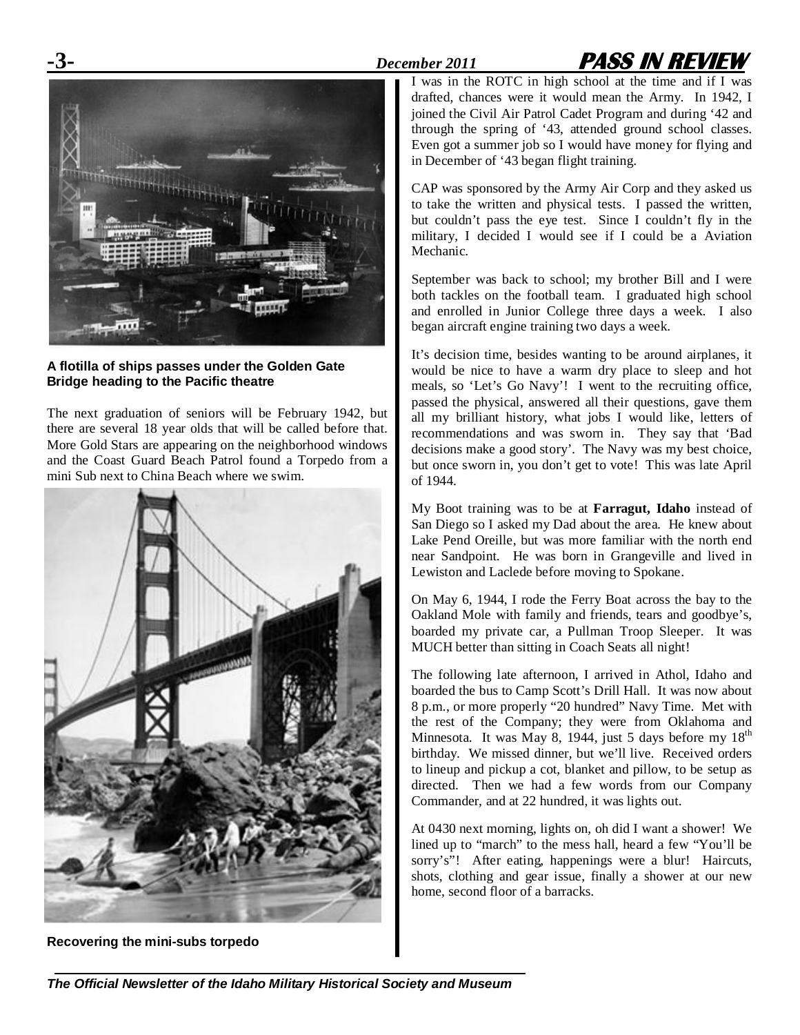A flotilla of ships passes under the Golden Gate Bridge heading to the Pacific theatre

The next graduation of seniors will be February 1942, but there are several 18 year olds that will be called before that. More Gold Stars are appearing on the neighborhood windows and the Coast Guard Beach Patrol found a Torpedo from a mini Sub next to China Beach where we swim.

Recovering the mini-subs torpedo

I was in the ROTC in high school at the time and if I was drafted, chances were it would mean the Army. In 1942, I joined the Civil Air Patrol Cadet Program and during '42 and through the spring of '43, attended ground school classes. Even got a summer job so I would have money for flying and in December of '43 began flight training.

CAP was sponsored by the Army Air Corp and they asked us to take the written and physical tests. I passed the written, but couldn't pass the eye test. Since I couldn't fly in the military, I decided I would see if I could be a Aviation Mechanic.

September was back to school; my brother Bill and I were both tackles on the football team. I graduated high school and enrolled in Junior College three days a week. I also began aircraft engine training two days a week.

It's decision time, besides wanting to be around airplanes, it would be nice to have a warm dry place to sleep and hot meals, so 'Let's Go Navy'! I went to the recruiting office, passed the physical, answered all their questions, gave them all my brilliant history, what jobs I would like, letters of recommendations and was sworn in. They say that 'Bad decisions make a good story'. The Navy was my best choice, but once sworn in, you don't get to vote! This was late April of 1944.

My Boot training was to be at **Farragut, Idaho** instead of San Diego so I asked my Dad about the area. He knew about Lake Pend Oreille, but was more familiar with the north end near Sandpoint. He was born in Grangeville and lived in Lewiston and Laclede before moving to Spokane.

On May 6, 1944, I rode the Ferry Boat across the bay to the Oakland Mole with family and friends, tears and goodbye's, boarded my private car, a Pullman Troop Sleeper. It was MUCH better than sitting in Coach Seats all night!

The following late afternoon, I arrived in Athol, Idaho and boarded the bus to Camp Scott's Drill Hall. It was now about 8 p.m., or more properly "20 hundred" Navy Time. Met with the rest of the Company; they were from Oklahoma and Minnesota. It was May 8, 1944, just 5 days before my 18th birthday. We missed dinner, but we'll live. Received orders to lineup and pickup a cot, blanket and pillow, to be setup as directed. Then we had a few words from our Company Commander, and at 22 hundred, it was lights out.

At 0430 next morning, lights on, oh did I want a shower! We lined up to "march" to the mess hall, heard a few "You'll be sorry's"! After eating, happenings were a blur! Haircuts, shots, clothing and gear issue, finally a shower at our new home, second floor of a barracks.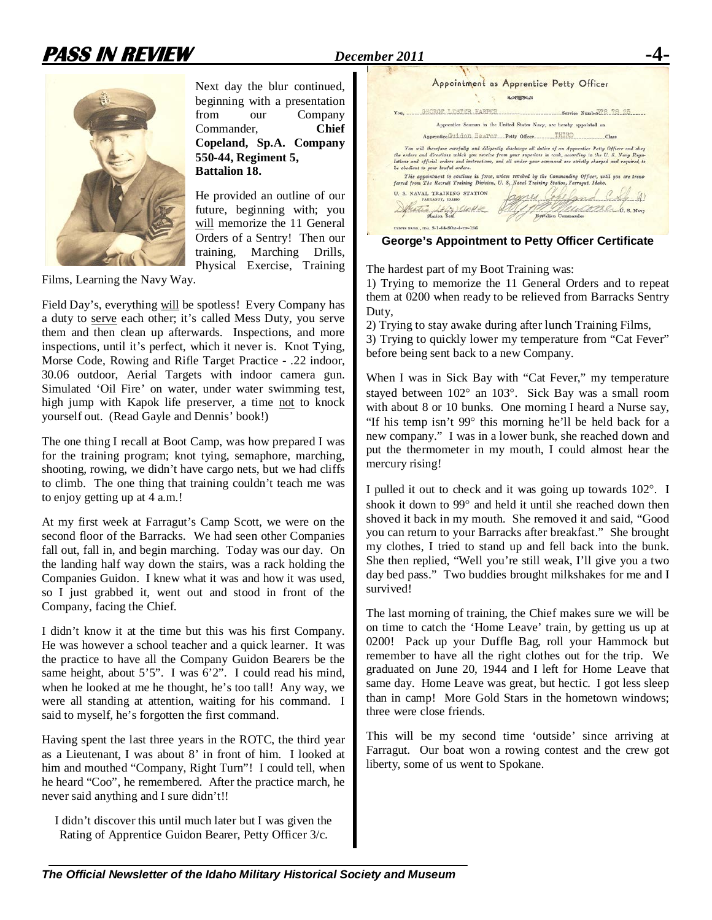Next day the blur continued, beginning with a presentation from our Company Commander, **Chief Copeland, Sp.A. Company 550-44, Regiment 5, Battalion 18.**

He provided an outline of our future, beginning with; you will memorize the 11 General Orders of a Sentry! Then our training, Marching Drills, Physical Exercise, Training Films, Learning the Navy Way.

Field Day's, everything will be spotless! Every Company has a duty to serve each other; it's called Mess Duty, you serve them and then clean up afterwards. Inspections, and more inspections, until it's perfect, which it never is. Knot Tying, Morse Code, Rowing and Rifle Target Practice - .22 indoor, 30.06 outdoor, Aerial Targets with indoor camera gun. Simulated 'Oil Fire' on water, under water swimming test, high jump with Kapok life preserver, a time not to knock yourself out. (Read Gayle and Dennis' book!)

The one thing I recall at Boot Camp, was how prepared I was for the training program; knot tying, semaphore, marching, shooting, rowing, we didn't have cargo nets, but we had cliffs to climb. The one thing that training couldn't teach me was to enjoy getting up at 4 a.m.!

At my first week at Farragut's Camp Scott, we were on the second floor of the Barracks. We had seen other Companies fall out, fall in, and begin marching. Today was our day. On the landing half way down the stairs, was a rack holding the Companies Guidon. I knew what it was and how it was used, so I just grabbed it, went out and stood in front of the Company, facing the Chief.

I didn't know it at the time but this was his first Company. He was however a school teacher and a quick learner. It was the practice to have all the Company Guidon Bearers be the same height, about 5'5". I was 6'2". I could read his mind, when he looked at me he thought, he's too tall! Any way, we were all standing at attention, waiting for his command. I said to myself, he's forgotten the first command.

Having spent the last three years in the ROTC, the third year as a Lieutenant, I was about 8' in front of him. I looked at him and mouthed "Company, Right Turn"! I could tell, when he heard "Coo", he remembered. After the practice march, he never said anything and I sure didn't!!

I didn't discover this until much later but I was given the Rating of Apprentice Guidon Bearer, Petty Officer 3/c.

Appointment as Apprentice Petty Officer

You, GEORGE LESTER HARPER Service Number 578 78 85

Apprentice Seaman in the United States Navy, are hereby appointed an

Apprentice Guidon Bearer Petty Officer THIRD Class

You will therefore carefully and diligently discharge all duties of an Apprentice Petty Officer and obey the orders and directions which you receive from your superiors in rank, according to the U. S. Navy Regulations and official orders and instructions, and all under your command are strictly charged and required to be obedient to your lawful orders.

This appointment to continue in force, unless revoked by the Commanding Officer, until you are transferred from The Recruit Training Division, U. S. Naval Training Station, Farragut, Idaho.

U. S. NAVAL TRAINING STATION FARRAGUT, IDAHO

Station Seal — Battalion Commander, U. S. Navy

**George's Appointment to Petty Officer Certificate**

The hardest part of my Boot Training was:

1) Trying to memorize the 11 General Orders and to repeat them at 0200 when ready to be relieved from Barracks Sentry Duty,
2) Trying to stay awake during after lunch Training Films,
3) Trying to quickly lower my temperature from "Cat Fever" before being sent back to a new Company.

When I was in Sick Bay with "Cat Fever," my temperature stayed between 102° an 103°. Sick Bay was a small room with about 8 or 10 bunks. One morning I heard a Nurse say, "If his temp isn't 99° this morning he'll be held back for a new company." I was in a lower bunk, she reached down and put the thermometer in my mouth, I could almost hear the mercury rising!

I pulled it out to check and it was going up towards 102°. I shook it down to 99° and held it until she reached down then shoved it back in my mouth. She removed it and said, "Good you can return to your Barracks after breakfast." She brought my clothes, I tried to stand up and fell back into the bunk. She then replied, "Well you're still weak, I'll give you a two day bed pass." Two buddies brought milkshakes for me and I survived!

The last morning of training, the Chief makes sure we will be on time to catch the 'Home Leave' train, by getting us up at 0200! Pack up your Duffle Bag, roll your Hammock but remember to have all the right clothes out for the trip. We graduated on June 20, 1944 and I left for Home Leave that same day. Home Leave was great, but hectic. I got less sleep than in camp! More Gold Stars in the hometown windows; three were close friends.

This will be my second time 'outside' since arriving at Farragut. Our boat won a rowing contest and the crew got liberty, some of us went to Spokane.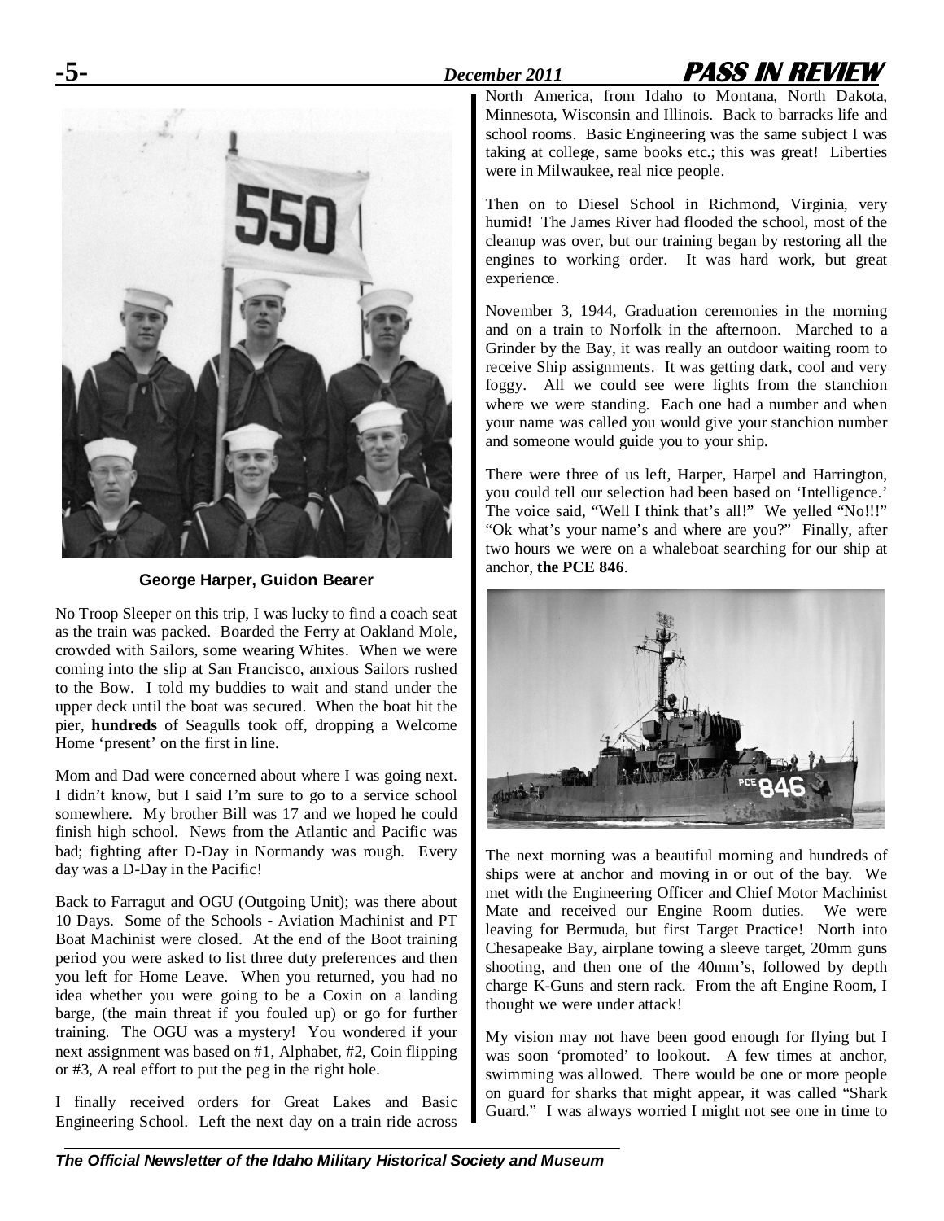George Harper, Guidon Bearer

No Troop Sleeper on this trip, I was lucky to find a coach seat as the train was packed. Boarded the Ferry at Oakland Mole, crowded with Sailors, some wearing Whites. When we were coming into the slip at San Francisco, anxious Sailors rushed to the Bow. I told my buddies to wait and stand under the upper deck until the boat was secured. When the boat hit the pier, **hundreds** of Seagulls took off, dropping a Welcome Home 'present' on the first in line.

Mom and Dad were concerned about where I was going next. I didn't know, but I said I'm sure to go to a service school somewhere. My brother Bill was 17 and we hoped he could finish high school. News from the Atlantic and Pacific was bad; fighting after D-Day in Normandy was rough. Every day was a D-Day in the Pacific!

Back to Farragut and OGU (Outgoing Unit); was there about 10 Days. Some of the Schools - Aviation Machinist and PT Boat Machinist were closed. At the end of the Boot training period you were asked to list three duty preferences and then you left for Home Leave. When you returned, you had no idea whether you were going to be a Coxin on a landing barge, (the main threat if you fouled up) or go for further training. The OGU was a mystery! You wondered if your next assignment was based on #1, Alphabet, #2, Coin flipping or #3, A real effort to put the peg in the right hole.

I finally received orders for Great Lakes and Basic Engineering School. Left the next day on a train ride across North America, from Idaho to Montana, North Dakota, Minnesota, Wisconsin and Illinois. Back to barracks life and school rooms. Basic Engineering was the same subject I was taking at college, same books etc.; this was great! Liberties were in Milwaukee, real nice people.

Then on to Diesel School in Richmond, Virginia, very humid! The James River had flooded the school, most of the cleanup was over, but our training began by restoring all the engines to working order. It was hard work, but great experience.

November 3, 1944, Graduation ceremonies in the morning and on a train to Norfolk in the afternoon. Marched to a Grinder by the Bay, it was really an outdoor waiting room to receive Ship assignments. It was getting dark, cool and very foggy. All we could see were lights from the stanchion where we were standing. Each one had a number and when your name was called you would give your stanchion number and someone would guide you to your ship.

There were three of us left, Harper, Harpel and Harrington, you could tell our selection had been based on 'Intelligence.' The voice said, "Well I think that's all!" We yelled "No!!!" "Ok what's your name's and where are you?" Finally, after two hours we were on a whaleboat searching for our ship at anchor, **the PCE 846**.

The next morning was a beautiful morning and hundreds of ships were at anchor and moving in or out of the bay. We met with the Engineering Officer and Chief Motor Machinist Mate and received our Engine Room duties. We were leaving for Bermuda, but first Target Practice! North into Chesapeake Bay, airplane towing a sleeve target, 20mm guns shooting, and then one of the 40mm's, followed by depth charge K-Guns and stern rack. From the aft Engine Room, I thought we were under attack!

My vision may not have been good enough for flying but I was soon 'promoted' to lookout. A few times at anchor, swimming was allowed. There would be one or more people on guard for sharks that might appear, it was called "Shark Guard." I was always worried I might not see one in time to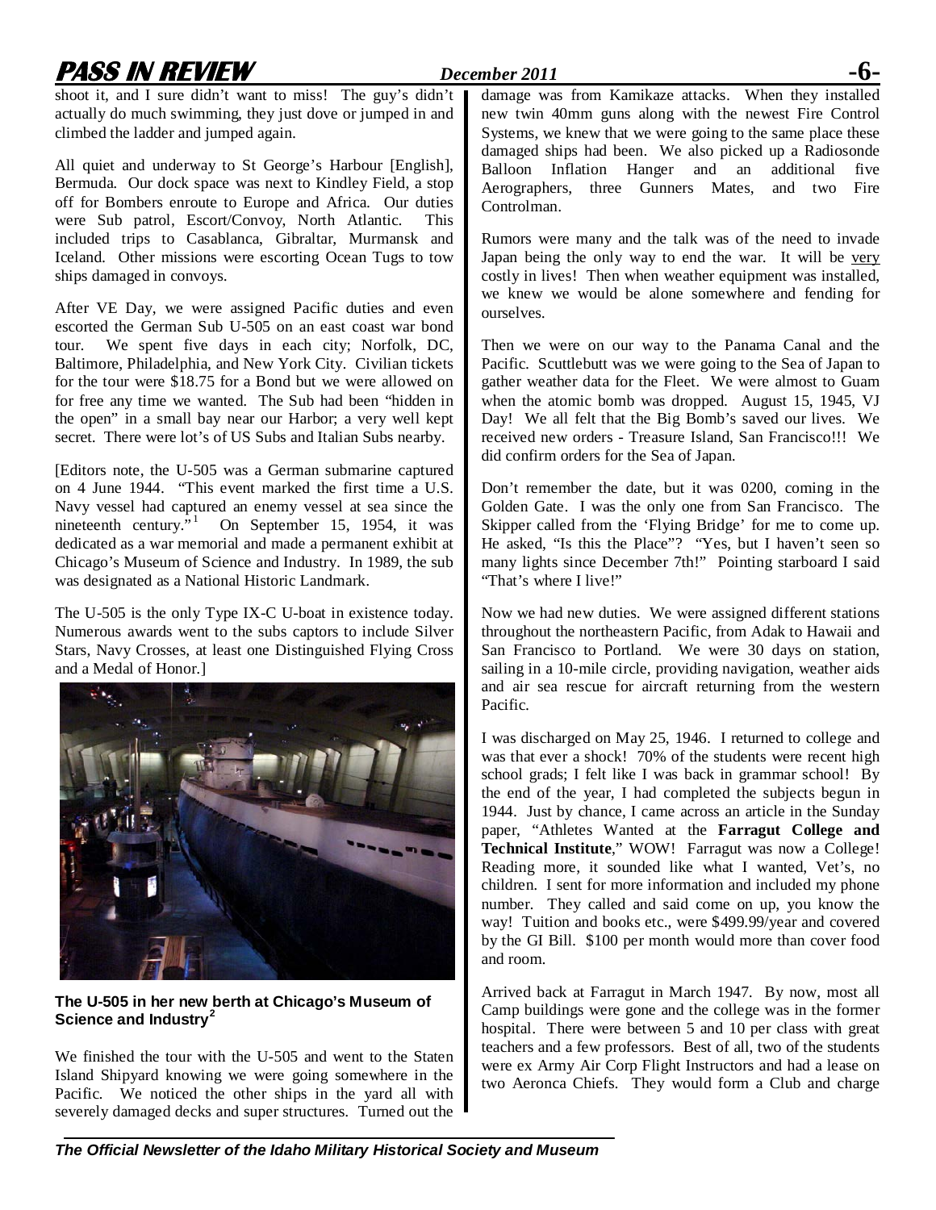shoot it, and I sure didn't want to miss! The guy's didn't actually do much swimming, they just dove or jumped in and climbed the ladder and jumped again.

All quiet and underway to St George's Harbour [English], Bermuda. Our dock space was next to Kindley Field, a stop off for Bombers enroute to Europe and Africa. Our duties were Sub patrol, Escort/Convoy, North Atlantic. This included trips to Casablanca, Gibraltar, Murmansk and Iceland. Other missions were escorting Ocean Tugs to tow ships damaged in convoys.

After VE Day, we were assigned Pacific duties and even escorted the German Sub U-505 on an east coast war bond tour. We spent five days in each city; Norfolk, DC, Baltimore, Philadelphia, and New York City. Civilian tickets for the tour were $18.75 for a Bond but we were allowed on for free any time we wanted. The Sub had been "hidden in the open" in a small bay near our Harbor; a very well kept secret. There were lot's of US Subs and Italian Subs nearby.

[Editors note, the U-505 was a German submarine captured on 4 June 1944. "This event marked the first time a U.S. Navy vessel had captured an enemy vessel at sea since the nineteenth century."[1] On September 15, 1954, it was dedicated as a war memorial and made a permanent exhibit at Chicago's Museum of Science and Industry. In 1989, the sub was designated as a National Historic Landmark.

The U-505 is the only Type IX-C U-boat in existence today. Numerous awards went to the subs captors to include Silver Stars, Navy Crosses, at least one Distinguished Flying Cross and a Medal of Honor.]

**The U-505 in her new berth at Chicago's Museum of Science and Industry[2]**

We finished the tour with the U-505 and went to the Staten Island Shipyard knowing we were going somewhere in the Pacific. We noticed the other ships in the yard all with severely damaged decks and super structures. Turned out the damage was from Kamikaze attacks. When they installed new twin 40mm guns along with the newest Fire Control Systems, we knew that we were going to the same place these damaged ships had been. We also picked up a Radiosonde Balloon Inflation Hanger and an additional five Aerographers, three Gunners Mates, and two Fire Controlman.

Rumors were many and the talk was of the need to invade Japan being the only way to end the war. It will be very costly in lives! Then when weather equipment was installed, we knew we would be alone somewhere and fending for ourselves.

Then we were on our way to the Panama Canal and the Pacific. Scuttlebutt was we were going to the Sea of Japan to gather weather data for the Fleet. We were almost to Guam when the atomic bomb was dropped. August 15, 1945, VJ Day! We all felt that the Big Bomb's saved our lives. We received new orders - Treasure Island, San Francisco!!! We did confirm orders for the Sea of Japan.

Don't remember the date, but it was 0200, coming in the Golden Gate. I was the only one from San Francisco. The Skipper called from the 'Flying Bridge' for me to come up. He asked, "Is this the Place"? "Yes, but I haven't seen so many lights since December 7th!" Pointing starboard I said "That's where I live!"

Now we had new duties. We were assigned different stations throughout the northeastern Pacific, from Adak to Hawaii and San Francisco to Portland. We were 30 days on station, sailing in a 10-mile circle, providing navigation, weather aids and air sea rescue for aircraft returning from the western Pacific.

I was discharged on May 25, 1946. I returned to college and was that ever a shock! 70% of the students were recent high school grads; I felt like I was back in grammar school! By the end of the year, I had completed the subjects begun in 1944. Just by chance, I came across an article in the Sunday paper, "Athletes Wanted at the **Farragut College and Technical Institute**," WOW! Farragut was now a College! Reading more, it sounded like what I wanted, Vet's, no children. I sent for more information and included my phone number. They called and said come on up, you know the way! Tuition and books etc., were $499.99/year and covered by the GI Bill. $100 per month would more than cover food and room.

Arrived back at Farragut in March 1947. By now, most all Camp buildings were gone and the college was in the former hospital. There were between 5 and 10 per class with great teachers and a few professors. Best of all, two of the students were ex Army Air Corp Flight Instructors and had a lease on two Aeronca Chiefs. They would form a Club and charge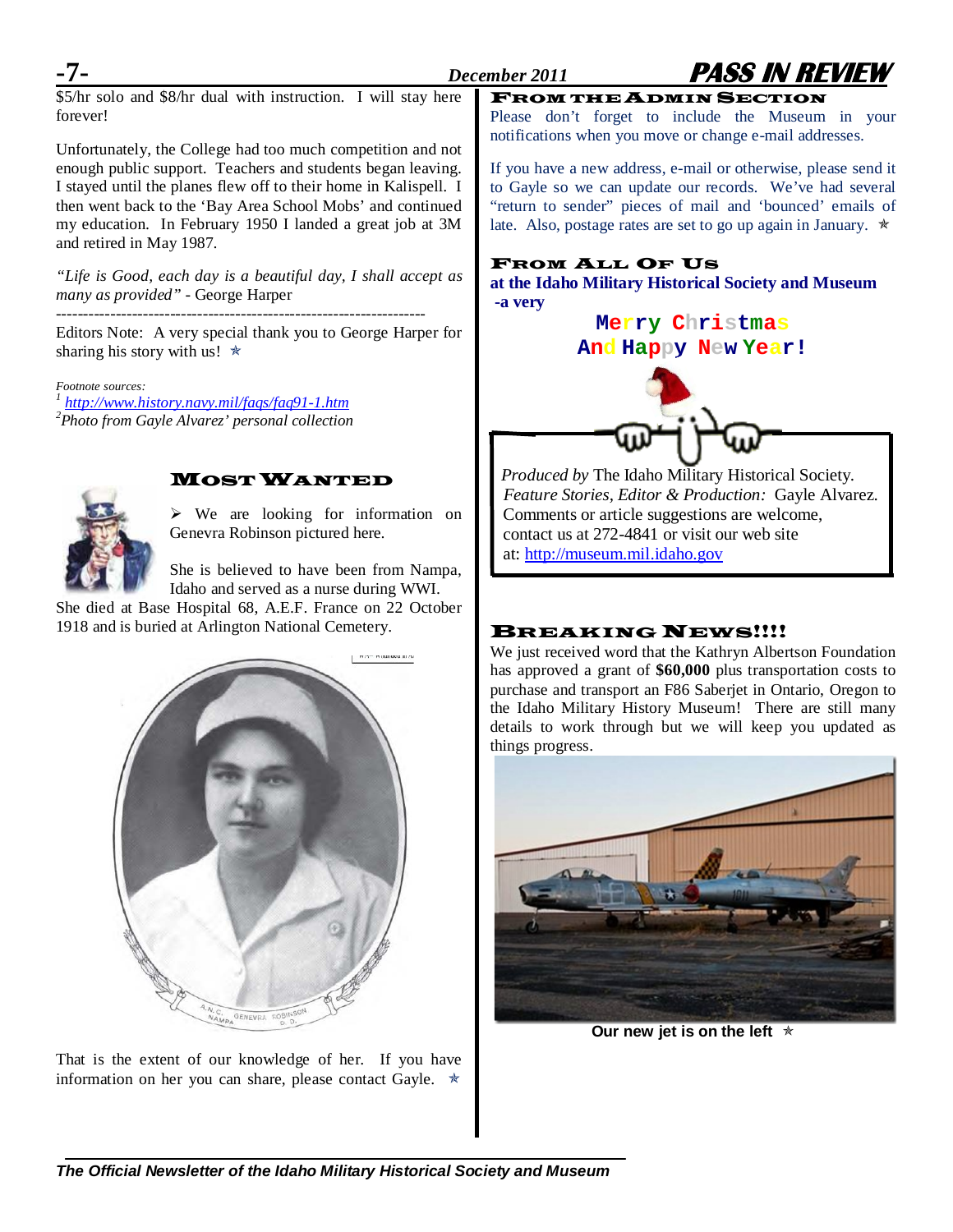$5/hr solo and $8/hr dual with instruction. I will stay here forever!

Unfortunately, the College had too much competition and not enough public support. Teachers and students began leaving. I stayed until the planes flew off to their home in Kalispell. I then went back to the 'Bay Area School Mobs' and continued my education. In February 1950 I landed a great job at 3M and retired in May 1987.

*"Life is Good, each day is a beautiful day, I shall accept as many as provided"* - George Harper

---

Editors Note: A very special thank you to George Harper for sharing his story with us! ✯

*Footnote sources:*

[1] http://www.history.navy.mil/faqs/faq91-1.htm

[2] *Photo from Gayle Alvarez' personal collection*

## Most Wanted

- We are looking for information on Genevra Robinson pictured here.

She is believed to have been from Nampa, Idaho and served as a nurse during WWI. She died at Base Hospital 68, A.E.F. France on 22 October 1918 and is buried at Arlington National Cemetery.

That is the extent of our knowledge of her. If you have information on her you can share, please contact Gayle. ✯

## From the Admin Section

Please don't forget to include the Museum in your notifications when you move or change e-mail addresses.

If you have a new address, e-mail or otherwise, please send it to Gayle so we can update our records. We've had several "return to sender" pieces of mail and 'bounced' emails of late. Also, postage rates are set to go up again in January. ✯

## From All Of Us

**at the Idaho Military Historical Society and Museum -a very**

**Merry Christmas And Happy New Year!**

*Produced by* The Idaho Military Historical Society.
*Feature Stories, Editor & Production:* Gayle Alvarez.
Comments or article suggestions are welcome, contact us at 272-4841 or visit our web site at: http://museum.mil.idaho.gov

## Breaking News!!!!

We just received word that the Kathryn Albertson Foundation has approved a grant of **$60,000** plus transportation costs to purchase and transport an F86 Saberjet in Ontario, Oregon to the Idaho Military History Museum! There are still many details to work through but we will keep you updated as things progress.

**Our new jet is on the left** ✯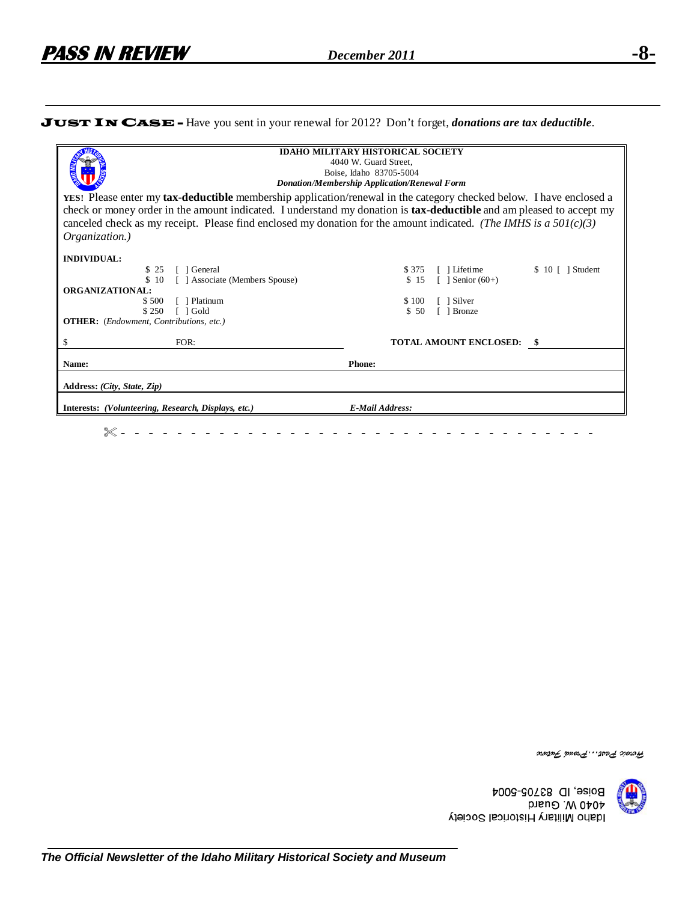**JUST IN CASE** – Have you sent in your renewal for 2012? Don't forget, ***donations are tax deductible***.

**IDAHO MILITARY HISTORICAL SOCIETY**
4040 W. Guard Street,
Boise, Idaho 83705-5004
***Donation/Membership Application/Renewal Form***

**YES!** Please enter my **tax-deductible** membership application/renewal in the category checked below. I have enclosed a check or money order in the amount indicated. I understand my donation is **tax-deductible** and am pleased to accept my canceled check as my receipt. Please find enclosed my donation for the amount indicated. *(The IMHS is a 501(c)(3) Organization.)*

**INDIVIDUAL:**

| | | | | | |
|---|---|---|---|---|---|
| $ 25 | [ ] General | $ 375 | [ ] Lifetime | $ 10 | [ ] Student |
| $ 10 | [ ] Associate (Members Spouse) | $ 15 | [ ] Senior (60+) | | |

**ORGANIZATIONAL:**

| | | | |
|---|---|---|---|
| $ 500 | [ ] Platinum | $ 100 | [ ] Silver |
| $ 250 | [ ] Gold | $ 50 | [ ] Bronze |

**OTHER:** *(Endowment, Contributions, etc.)*

$ FOR: **TOTAL AMOUNT ENCLOSED: $**

**Name:** **Phone:**

**Address:** ***(City, State, Zip)***

**Interests:** ***(Volunteering, Research, Displays, etc.)*** ***E-Mail Address:***

✂- - - - - - - - - - - - - - - - - - - - - - - - - - - - - - - - - - -

*Heroic Past...Proud Future*

Idaho Military Historical Society
4040 W. Guard
Boise, ID 83705-5004